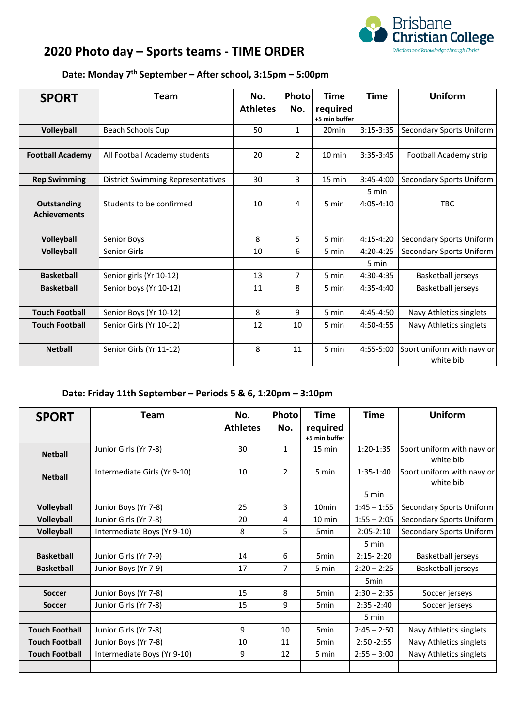# 2020 Photo day – Sports teams - TIME ORDER

Brisbane Christian College

*Wisdom and Knowledge through Christ*

## Date: Monday 7th September – After school, 3:15pm – 5:00pm

| SPORT | Team | No. Athletes | Photo No. | Time required +5 min buffer | Time | Uniform |
|---|---|---|---|---|---|---|
| **Volleyball** | Beach Schools Cup | 50 | 1 | 20min | 3:15-3:35 | Secondary Sports Uniform |
| | | | | | | |
| **Football Academy** | All Football Academy students | 20 | 2 | 10 min | 3:35-3:45 | Football Academy strip |
| | | | | | | |
| **Rep Swimming** | District Swimming Representatives | 30 | 3 | 15 min | 3:45-4:00 | Secondary Sports Uniform |
| | | | | | 5 min | |
| **Outstanding Achievements** | Students to be confirmed | 10 | 4 | 5 min | 4:05-4:10 | TBC |
| | | | | | | |
| **Volleyball** | Senior Boys | 8 | 5 | 5 min | 4:15-4:20 | Secondary Sports Uniform |
| **Volleyball** | Senior Girls | 10 | 6 | 5 min | 4:20-4:25 | Secondary Sports Uniform |
| | | | | | 5 min | |
| **Basketball** | Senior girls (Yr 10-12) | 13 | 7 | 5 min | 4:30-4:35 | Basketball jerseys |
| **Basketball** | Senior boys (Yr 10-12) | 11 | 8 | 5 min | 4:35-4:40 | Basketball jerseys |
| | | | | | | |
| **Touch Football** | Senior Boys (Yr 10-12) | 8 | 9 | 5 min | 4:45-4:50 | Navy Athletics singlets |
| **Touch Football** | Senior Girls (Yr 10-12) | 12 | 10 | 5 min | 4:50-4:55 | Navy Athletics singlets |
| | | | | | | |
| **Netball** | Senior Girls (Yr 11-12) | 8 | 11 | 5 min | 4:55-5:00 | Sport uniform with navy or white bib |

## Date: Friday 11th September – Periods 5 & 6, 1:20pm – 3:10pm

| SPORT | Team | No. Athletes | Photo No. | Time required +5 min buffer | Time | Uniform |
|---|---|---|---|---|---|---|
| **Netball** | Junior Girls (Yr 7-8) | 30 | 1 | 15 min | 1:20-1:35 | Sport uniform with navy or white bib |
| **Netball** | Intermediate Girls (Yr 9-10) | 10 | 2 | 5 min | 1:35-1:40 | Sport uniform with navy or white bib |
| | | | | | 5 min | |
| **Volleyball** | Junior Boys (Yr 7-8) | 25 | 3 | 10min | 1:45 – 1:55 | Secondary Sports Uniform |
| **Volleyball** | Junior Girls (Yr 7-8) | 20 | 4 | 10 min | 1:55 – 2:05 | Secondary Sports Uniform |
| **Volleyball** | Intermediate Boys (Yr 9-10) | 8 | 5 | 5min | 2:05-2:10 | Secondary Sports Uniform |
| | | | | | 5 min | |
| **Basketball** | Junior Girls (Yr 7-9) | 14 | 6 | 5min | 2:15- 2:20 | Basketball jerseys |
| **Basketball** | Junior Boys (Yr 7-9) | 17 | 7 | 5 min | 2:20 – 2:25 | Basketball jerseys |
| | | | | | 5min | |
| **Soccer** | Junior Boys (Yr 7-8) | 15 | 8 | 5min | 2:30 – 2:35 | Soccer jerseys |
| **Soccer** | Junior Girls (Yr 7-8) | 15 | 9 | 5min | 2:35 -2:40 | Soccer jerseys |
| | | | | | 5 min | |
| **Touch Football** | Junior Girls (Yr 7-8) | 9 | 10 | 5min | 2:45 – 2:50 | Navy Athletics singlets |
| **Touch Football** | Junior Boys (Yr 7-8) | 10 | 11 | 5min | 2:50 -2:55 | Navy Athletics singlets |
| **Touch Football** | Intermediate Boys (Yr 9-10) | 9 | 12 | 5 min | 2:55 – 3:00 | Navy Athletics singlets |
| | | | | | | |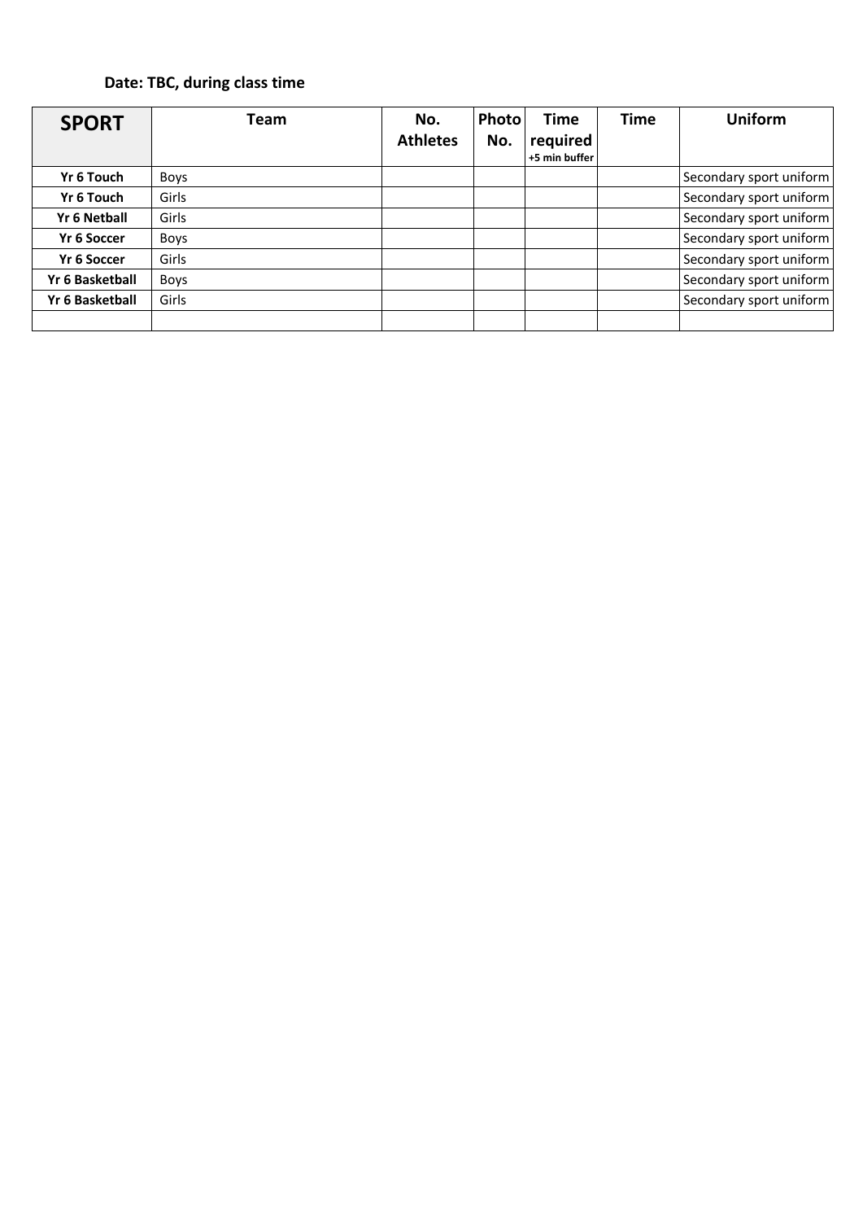**Date: TBC, during class time**

| SPORT | Team | No. Athletes | Photo No. | Time required +5 min buffer | Time | Uniform |
|---|---|---|---|---|---|---|
| **Yr 6 Touch** | Boys | | | | | Secondary sport uniform |
| **Yr 6 Touch** | Girls | | | | | Secondary sport uniform |
| **Yr 6 Netball** | Girls | | | | | Secondary sport uniform |
| **Yr 6 Soccer** | Boys | | | | | Secondary sport uniform |
| **Yr 6 Soccer** | Girls | | | | | Secondary sport uniform |
| **Yr 6 Basketball** | Boys | | | | | Secondary sport uniform |
| **Yr 6 Basketball** | Girls | | | | | Secondary sport uniform |
| | | | | | | |